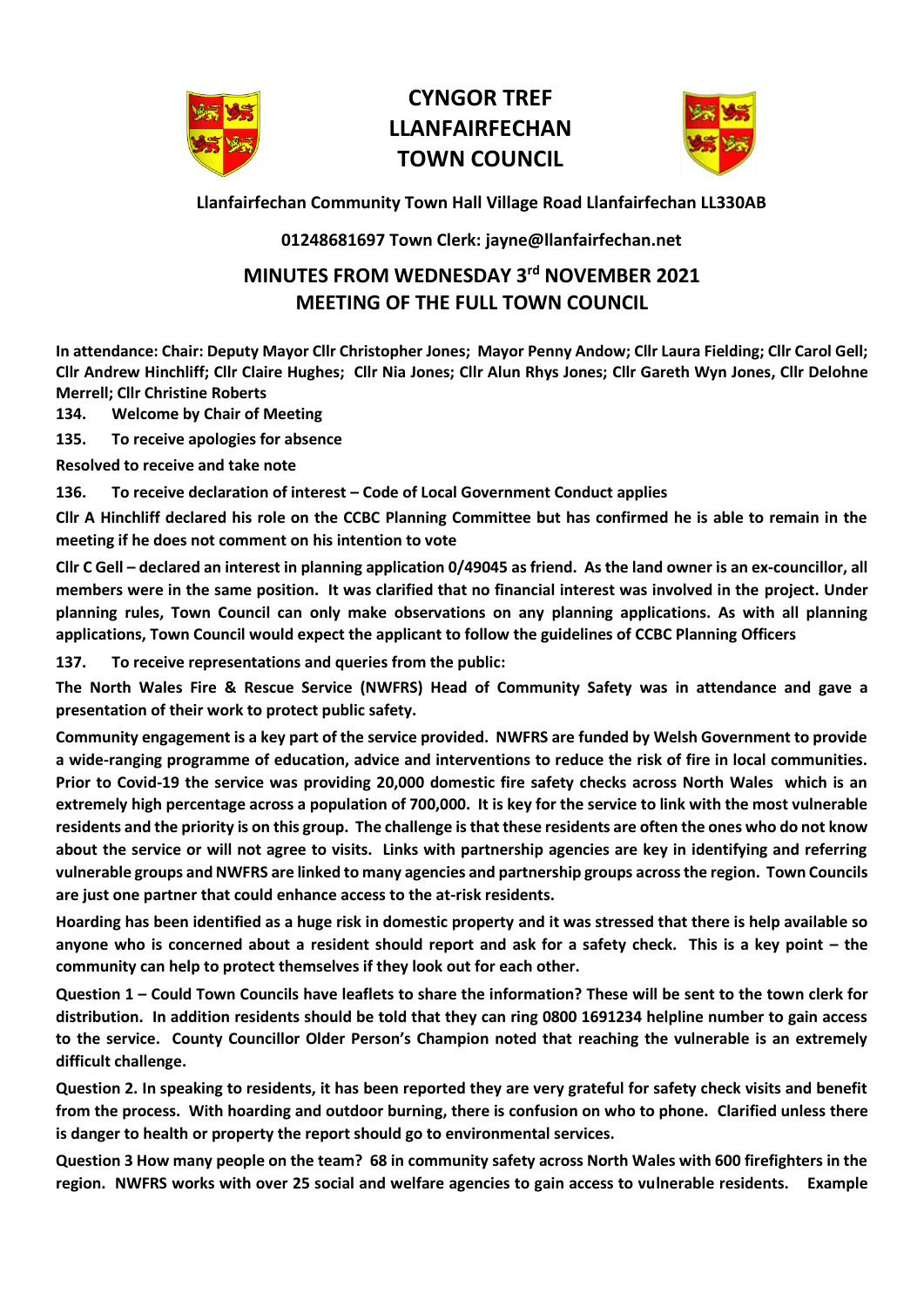# CYNGOR TREF LLANFAIRFECHAN TOWN COUNCIL

**Llanfairfechan Community Town Hall Village Road Llanfairfechan LL330AB**

**01248681697 Town Clerk: jayne@llanfairfechan.net**

## MINUTES FROM WEDNESDAY 3rd NOVEMBER 2021 MEETING OF THE FULL TOWN COUNCIL

**In attendance: Chair: Deputy Mayor Cllr Christopher Jones; Mayor Penny Andow; Cllr Laura Fielding; Cllr Carol Gell; Cllr Andrew Hinchliff; Cllr Claire Hughes; Cllr Nia Jones; Cllr Alun Rhys Jones; Cllr Gareth Wyn Jones, Cllr Delohne Merrell; Cllr Christine Roberts**

**134. Welcome by Chair of Meeting**

**135. To receive apologies for absence**

**Resolved to receive and take note**

**136. To receive declaration of interest – Code of Local Government Conduct applies**

**Cllr A Hinchliff declared his role on the CCBC Planning Committee but has confirmed he is able to remain in the meeting if he does not comment on his intention to vote**

**Cllr C Gell – declared an interest in planning application 0/49045 as friend. As the land owner is an ex-councillor, all members were in the same position. It was clarified that no financial interest was involved in the project. Under planning rules, Town Council can only make observations on any planning applications. As with all planning applications, Town Council would expect the applicant to follow the guidelines of CCBC Planning Officers**

**137. To receive representations and queries from the public:**

**The North Wales Fire & Rescue Service (NWFRS) Head of Community Safety was in attendance and gave a presentation of their work to protect public safety.**

**Community engagement is a key part of the service provided. NWFRS are funded by Welsh Government to provide a wide-ranging programme of education, advice and interventions to reduce the risk of fire in local communities. Prior to Covid-19 the service was providing 20,000 domestic fire safety checks across North Wales which is an extremely high percentage across a population of 700,000. It is key for the service to link with the most vulnerable residents and the priority is on this group. The challenge is that these residents are often the ones who do not know about the service or will not agree to visits. Links with partnership agencies are key in identifying and referring vulnerable groups and NWFRS are linked to many agencies and partnership groups across the region. Town Councils are just one partner that could enhance access to the at-risk residents.**

**Hoarding has been identified as a huge risk in domestic property and it was stressed that there is help available so anyone who is concerned about a resident should report and ask for a safety check. This is a key point – the community can help to protect themselves if they look out for each other.**

**Question 1 – Could Town Councils have leaflets to share the information? These will be sent to the town clerk for distribution. In addition residents should be told that they can ring 0800 1691234 helpline number to gain access to the service. County Councillor Older Person's Champion noted that reaching the vulnerable is an extremely difficult challenge.**

**Question 2. In speaking to residents, it has been reported they are very grateful for safety check visits and benefit from the process. With hoarding and outdoor burning, there is confusion on who to phone. Clarified unless there is danger to health or property the report should go to environmental services.**

**Question 3 How many people on the team? 68 in community safety across North Wales with 600 firefighters in the region. NWFRS works with over 25 social and welfare agencies to gain access to vulnerable residents. Example**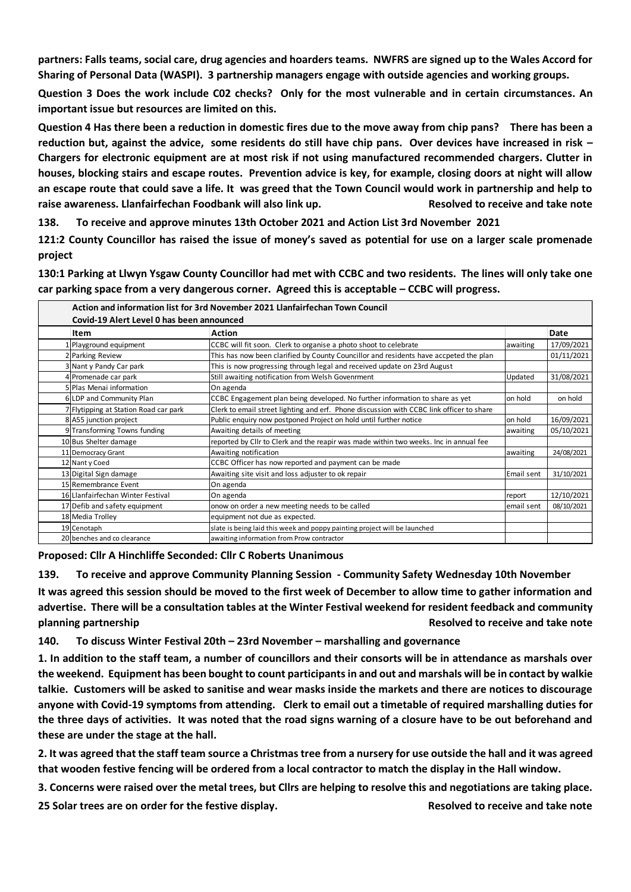**partners: Falls teams, social care, drug agencies and hoarders teams. NWFRS are signed up to the Wales Accord for Sharing of Personal Data (WASPI). 3 partnership managers engage with outside agencies and working groups.**

**Question 3 Does the work include C02 checks? Only for the most vulnerable and in certain circumstances. An important issue but resources are limited on this.**

**Question 4 Has there been a reduction in domestic fires due to the move away from chip pans? There has been a reduction but, against the advice, some residents do still have chip pans. Over devices have increased in risk – Chargers for electronic equipment are at most risk if not using manufactured recommended chargers. Clutter in houses, blocking stairs and escape routes. Prevention advice is key, for example, closing doors at night will allow an escape route that could save a life. It was greed that the Town Council would work in partnership and help to raise awareness. Llanfairfechan Foodbank will also link up. Resolved to receive and take note**

**138. To receive and approve minutes 13th October 2021 and Action List 3rd November 2021**

**121:2 County Councillor has raised the issue of money's saved as potential for use on a larger scale promenade project**

**130:1 Parking at Llwyn Ysgaw County Councillor had met with CCBC and two residents. The lines will only take one car parking space from a very dangerous corner. Agreed this is acceptable – CCBC will progress.**

**Action and information list for 3rd November 2021 Llanfairfechan Town Council**
**Covid-19 Alert Level 0 has been announced**

| | Item | Action | | Date |
|---|---|---|---|---|
| 1 | Playground equipment | CCBC will fit soon. Clerk to organise a photo shoot to celebrate | awaiting | 17/09/2021 |
| 2 | Parking Review | This has now been clarified by County Councillor and residents have accpeted the plan | | 01/11/2021 |
| 3 | Nant y Pandy Car park | This is now progressing through legal and received update on 23rd August | | |
| 4 | Promenade car park | Still awaiting notification from Welsh Govenrment | Updated | 31/08/2021 |
| 5 | Plas Menai information | On agenda | | |
| 6 | LDP and Community Plan | CCBC Engagement plan being developed. No further information to share as yet | on hold | on hold |
| 7 | Flytipping at Station Road car park | Clerk to email street lighting and erf. Phone discussion with CCBC link officer to share | | |
| 8 | A55 junction project | Public enquiry now postponed Project on hold until further notice | on hold | 16/09/2021 |
| 9 | Transforming Towns funding | Awaiting details of meeting | awaiting | 05/10/2021 |
| 10 | Bus Shelter damage | reported by Cllr to Clerk and the reapir was made within two weeks. Inc in annual fee | | |
| 11 | Democracy Grant | Awaiting notification | awaiting | 24/08/2021 |
| 12 | Nant y Coed | CCBC Officer has now reported and payment can be made | | |
| 13 | Digital Sign damage | Awaiting site visit and loss adjuster to ok repair | Email sent | 31/10/2021 |
| 15 | Remembrance Event | On agenda | | |
| 16 | Llanfairfechan Winter Festival | On agenda | report | 12/10/2021 |
| 17 | Defib and safety equipment | onow on order a new meeting needs to be called | email sent | 08/10/2021 |
| 18 | Media Trolley | equipment not due as expected. | | |
| 19 | Cenotaph | slate is being laid this week and poppy painting project will be launched | | |
| 20 | benches and co clearance | awaiting information from Prow contractor | | |

**Proposed: Cllr A Hinchliffe Seconded: Cllr C Roberts Unanimous**

**139. To receive and approve Community Planning Session - Community Safety Wednesday 10th November**

**It was agreed this session should be moved to the first week of December to allow time to gather information and advertise. There will be a consultation tables at the Winter Festival weekend for resident feedback and community planning partnership Resolved to receive and take note**

**140. To discuss Winter Festival 20th – 23rd November – marshalling and governance**

**1. In addition to the staff team, a number of councillors and their consorts will be in attendance as marshals over the weekend. Equipment has been bought to count participants in and out and marshals will be in contact by walkie talkie. Customers will be asked to sanitise and wear masks inside the markets and there are notices to discourage anyone with Covid-19 symptoms from attending. Clerk to email out a timetable of required marshalling duties for the three days of activities. It was noted that the road signs warning of a closure have to be out beforehand and these are under the stage at the hall.**

**2. It was agreed that the staff team source a Christmas tree from a nursery for use outside the hall and it was agreed that wooden festive fencing will be ordered from a local contractor to match the display in the Hall window.**

**3. Concerns were raised over the metal trees, but Cllrs are helping to resolve this and negotiations are taking place. 25 Solar trees are on order for the festive display. Resolved to receive and take note**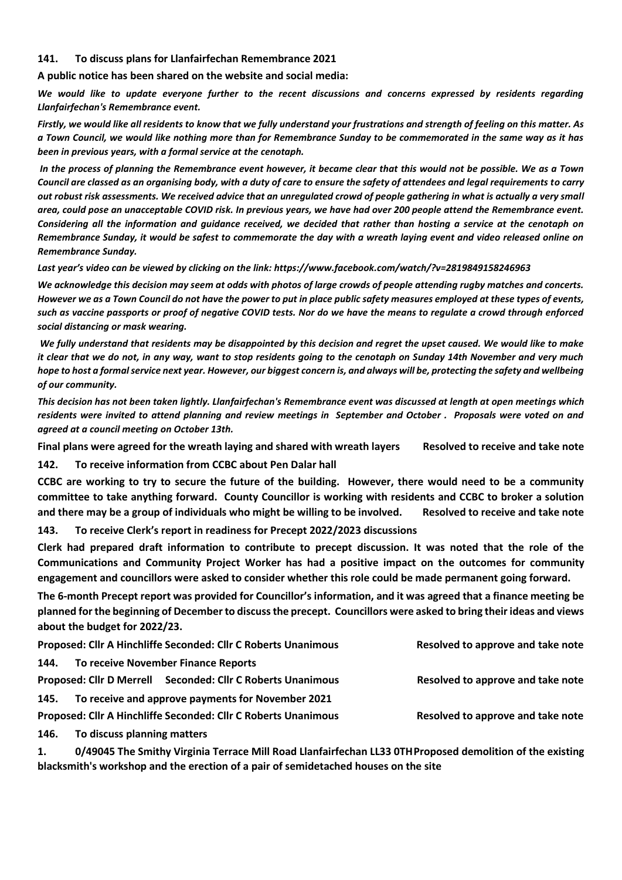**141. To discuss plans for Llanfairfechan Remembrance 2021**

**A public notice has been shared on the website and social media:**

***We would like to update everyone further to the recent discussions and concerns expressed by residents regarding Llanfairfechan's Remembrance event.***

***Firstly, we would like all residents to know that we fully understand your frustrations and strength of feeling on this matter. As a Town Council, we would like nothing more than for Remembrance Sunday to be commemorated in the same way as it has been in previous years, with a formal service at the cenotaph.***

***In the process of planning the Remembrance event however, it became clear that this would not be possible. We as a Town Council are classed as an organising body, with a duty of care to ensure the safety of attendees and legal requirements to carry out robust risk assessments. We received advice that an unregulated crowd of people gathering in what is actually a very small area, could pose an unacceptable COVID risk. In previous years, we have had over 200 people attend the Remembrance event. Considering all the information and guidance received, we decided that rather than hosting a service at the cenotaph on Remembrance Sunday, it would be safest to commemorate the day with a wreath laying event and video released online on Remembrance Sunday.***

***Last year's video can be viewed by clicking on the link: https://www.facebook.com/watch/?v=2819849158246963***

***We acknowledge this decision may seem at odds with photos of large crowds of people attending rugby matches and concerts. However we as a Town Council do not have the power to put in place public safety measures employed at these types of events, such as vaccine passports or proof of negative COVID tests. Nor do we have the means to regulate a crowd through enforced social distancing or mask wearing.***

***We fully understand that residents may be disappointed by this decision and regret the upset caused. We would like to make it clear that we do not, in any way, want to stop residents going to the cenotaph on Sunday 14th November and very much hope to host a formal service next year. However, our biggest concern is, and always will be, protecting the safety and wellbeing of our community.***

***This decision has not been taken lightly. Llanfairfechan's Remembrance event was discussed at length at open meetings which residents were invited to attend planning and review meetings in September and October . Proposals were voted on and agreed at a council meeting on October 13th.***

**Final plans were agreed for the wreath laying and shared with wreath layers** — **Resolved to receive and take note**

**142. To receive information from CCBC about Pen Dalar hall**

**CCBC are working to try to secure the future of the building. However, there would need to be a community committee to take anything forward. County Councillor is working with residents and CCBC to broker a solution and there may be a group of individuals who might be willing to be involved.** — **Resolved to receive and take note**

**143. To receive Clerk's report in readiness for Precept 2022/2023 discussions**

**Clerk had prepared draft information to contribute to precept discussion. It was noted that the role of the Communications and Community Project Worker has had a positive impact on the outcomes for community engagement and councillors were asked to consider whether this role could be made permanent going forward.**

**The 6-month Precept report was provided for Councillor's information, and it was agreed that a finance meeting be planned for the beginning of December to discuss the precept. Councillors were asked to bring their ideas and views about the budget for 2022/23.**

**Proposed: Cllr A Hinchliffe Seconded: Cllr C Roberts Unanimous** — **Resolved to approve and take note**

**144. To receive November Finance Reports**

**Proposed: Cllr D Merrell Seconded: Cllr C Roberts Unanimous** — **Resolved to approve and take note**

**145. To receive and approve payments for November 2021**

**Proposed: Cllr A Hinchliffe Seconded: Cllr C Roberts Unanimous** — **Resolved to approve and take note**

**146. To discuss planning matters**

**1. 0/49045 The Smithy Virginia Terrace Mill Road Llanfairfechan LL33 0TH Proposed demolition of the existing blacksmith's workshop and the erection of a pair of semidetached houses on the site**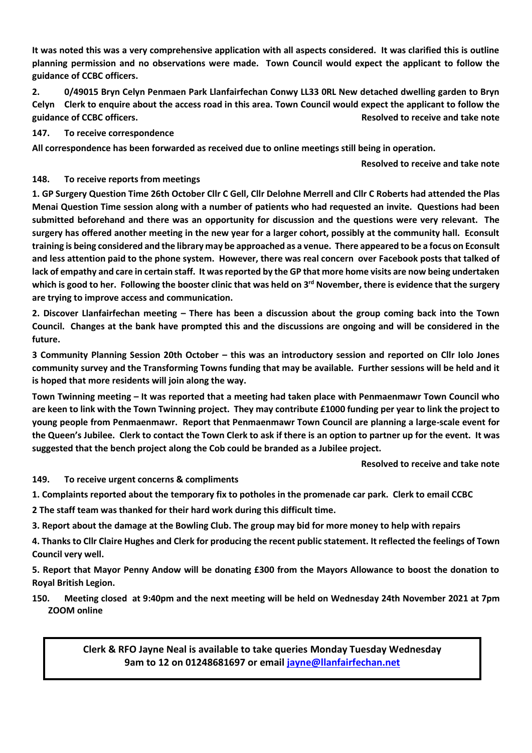**It was noted this was a very comprehensive application with all aspects considered. It was clarified this is outline planning permission and no observations were made. Town Council would expect the applicant to follow the guidance of CCBC officers.**

**2. 0/49015 Bryn Celyn Penmaen Park Llanfairfechan Conwy LL33 0RL New detached dwelling garden to Bryn Celyn Clerk to enquire about the access road in this area. Town Council would expect the applicant to follow the guidance of CCBC officers.** **Resolved to receive and take note**

**147. To receive correspondence**

**All correspondence has been forwarded as received due to online meetings still being in operation.**

**Resolved to receive and take note**

**148. To receive reports from meetings**

**1. GP Surgery Question Time 26th October Cllr C Gell, Cllr Delohne Merrell and Cllr C Roberts had attended the Plas Menai Question Time session along with a number of patients who had requested an invite. Questions had been submitted beforehand and there was an opportunity for discussion and the questions were very relevant. The surgery has offered another meeting in the new year for a larger cohort, possibly at the community hall. Econsult training is being considered and the library may be approached as a venue. There appeared to be a focus on Econsult and less attention paid to the phone system. However, there was real concern over Facebook posts that talked of lack of empathy and care in certain staff. It was reported by the GP that more home visits are now being undertaken which is good to her. Following the booster clinic that was held on 3rd November, there is evidence that the surgery are trying to improve access and communication.**

**2. Discover Llanfairfechan meeting – There has been a discussion about the group coming back into the Town Council. Changes at the bank have prompted this and the discussions are ongoing and will be considered in the future.**

**3 Community Planning Session 20th October – this was an introductory session and reported on Cllr Iolo Jones community survey and the Transforming Towns funding that may be available. Further sessions will be held and it is hoped that more residents will join along the way.**

**Town Twinning meeting – It was reported that a meeting had taken place with Penmaenmawr Town Council who are keen to link with the Town Twinning project. They may contribute £1000 funding per year to link the project to young people from Penmaenmawr. Report that Penmaenmawr Town Council are planning a large-scale event for the Queen's Jubilee. Clerk to contact the Town Clerk to ask if there is an option to partner up for the event. It was suggested that the bench project along the Cob could be branded as a Jubilee project.**

**Resolved to receive and take note**

**149. To receive urgent concerns & compliments**

**1. Complaints reported about the temporary fix to potholes in the promenade car park. Clerk to email CCBC**

**2 The staff team was thanked for their hard work during this difficult time.**

**3. Report about the damage at the Bowling Club. The group may bid for more money to help with repairs**

**4. Thanks to Cllr Claire Hughes and Clerk for producing the recent public statement. It reflected the feelings of Town Council very well.**

**5. Report that Mayor Penny Andow will be donating £300 from the Mayors Allowance to boost the donation to Royal British Legion.**

**150. Meeting closed at 9:40pm and the next meeting will be held on Wednesday 24th November 2021 at 7pm ZOOM online**

**Clerk & RFO Jayne Neal is available to take queries Monday Tuesday Wednesday 9am to 12 on 01248681697 or email [jayne@llanfairfechan.net](mailto:jayne@llanfairfechan.net)**